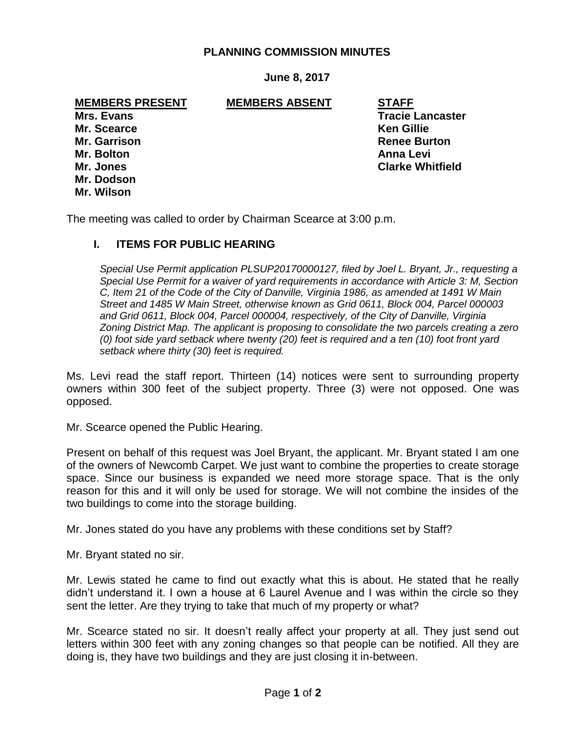# PLANNING COMMISSION MINUTES

**June 8, 2017**

| MEMBERS PRESENT | MEMBERS ABSENT | STAFF |
|---|---|---|
| Mrs. Evans | | Tracie Lancaster |
| Mr. Scearce | | Ken Gillie |
| Mr. Garrison | | Renee Burton |
| Mr. Bolton | | Anna Levi |
| Mr. Jones | | Clarke Whitfield |
| Mr. Dodson | | |
| Mr. Wilson | | |

The meeting was called to order by Chairman Scearce at 3:00 p.m.

## I. ITEMS FOR PUBLIC HEARING

*Special Use Permit application PLSUP20170000127, filed by Joel L. Bryant, Jr., requesting a Special Use Permit for a waiver of yard requirements in accordance with Article 3: M, Section C, Item 21 of the Code of the City of Danville, Virginia 1986, as amended at 1491 W Main Street and 1485 W Main Street, otherwise known as Grid 0611, Block 004, Parcel 000003 and Grid 0611, Block 004, Parcel 000004, respectively, of the City of Danville, Virginia Zoning District Map. The applicant is proposing to consolidate the two parcels creating a zero (0) foot side yard setback where twenty (20) feet is required and a ten (10) foot front yard setback where thirty (30) feet is required.*

Ms. Levi read the staff report. Thirteen (14) notices were sent to surrounding property owners within 300 feet of the subject property. Three (3) were not opposed. One was opposed.

Mr. Scearce opened the Public Hearing.

Present on behalf of this request was Joel Bryant, the applicant. Mr. Bryant stated I am one of the owners of Newcomb Carpet. We just want to combine the properties to create storage space. Since our business is expanded we need more storage space. That is the only reason for this and it will only be used for storage. We will not combine the insides of the two buildings to come into the storage building.

Mr. Jones stated do you have any problems with these conditions set by Staff?

Mr. Bryant stated no sir.

Mr. Lewis stated he came to find out exactly what this is about. He stated that he really didn't understand it. I own a house at 6 Laurel Avenue and I was within the circle so they sent the letter. Are they trying to take that much of my property or what?

Mr. Scearce stated no sir. It doesn't really affect your property at all. They just send out letters within 300 feet with any zoning changes so that people can be notified. All they are doing is, they have two buildings and they are just closing it in-between.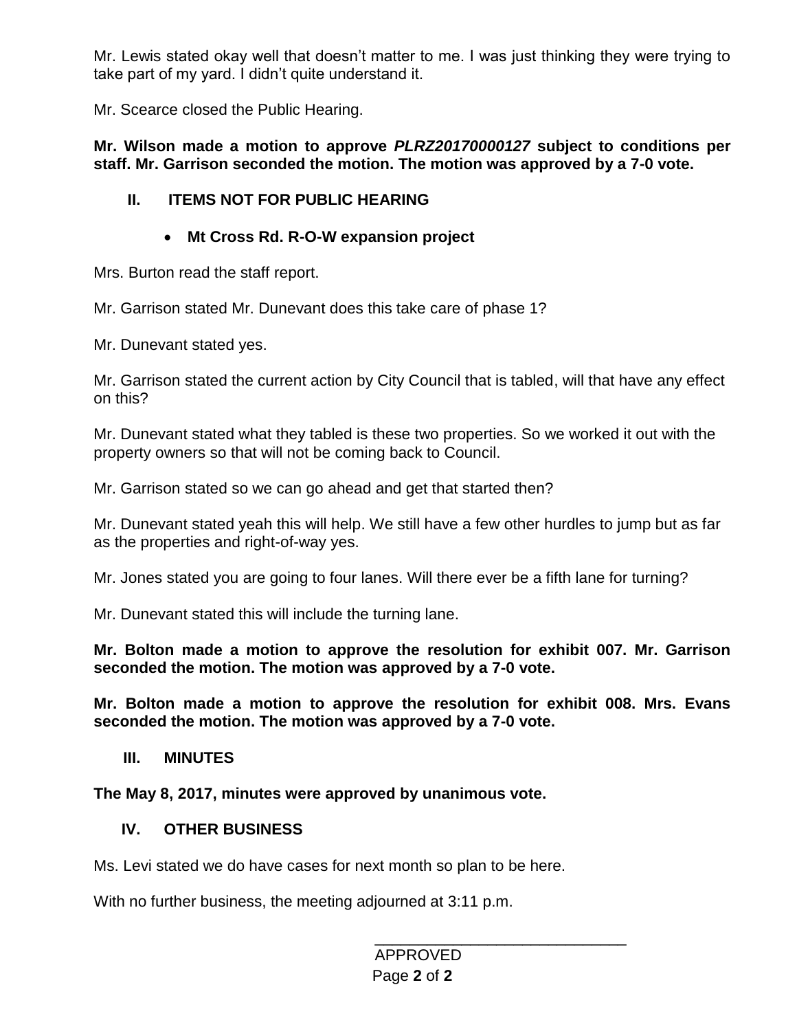Mr. Lewis stated okay well that doesn't matter to me. I was just thinking they were trying to take part of my yard. I didn't quite understand it.

Mr. Scearce closed the Public Hearing.

**Mr. Wilson made a motion to approve *PLRZ20170000127* subject to conditions per staff. Mr. Garrison seconded the motion. The motion was approved by a 7-0 vote.**

## II. ITEMS NOT FOR PUBLIC HEARING

- **Mt Cross Rd. R-O-W expansion project**

Mrs. Burton read the staff report.

Mr. Garrison stated Mr. Dunevant does this take care of phase 1?

Mr. Dunevant stated yes.

Mr. Garrison stated the current action by City Council that is tabled, will that have any effect on this?

Mr. Dunevant stated what they tabled is these two properties. So we worked it out with the property owners so that will not be coming back to Council.

Mr. Garrison stated so we can go ahead and get that started then?

Mr. Dunevant stated yeah this will help. We still have a few other hurdles to jump but as far as the properties and right-of-way yes.

Mr. Jones stated you are going to four lanes. Will there ever be a fifth lane for turning?

Mr. Dunevant stated this will include the turning lane.

**Mr. Bolton made a motion to approve the resolution for exhibit 007. Mr. Garrison seconded the motion. The motion was approved by a 7-0 vote.**

**Mr. Bolton made a motion to approve the resolution for exhibit 008. Mrs. Evans seconded the motion. The motion was approved by a 7-0 vote.**

## III. MINUTES

**The May 8, 2017, minutes were approved by unanimous vote.**

## IV. OTHER BUSINESS

Ms. Levi stated we do have cases for next month so plan to be here.

With no further business, the meeting adjourned at 3:11 p.m.

\_\_\_\_\_\_\_\_\_\_\_\_\_\_\_\_\_\_\_\_\_\_\_\_\_\_\_\_\_\_

APPROVED